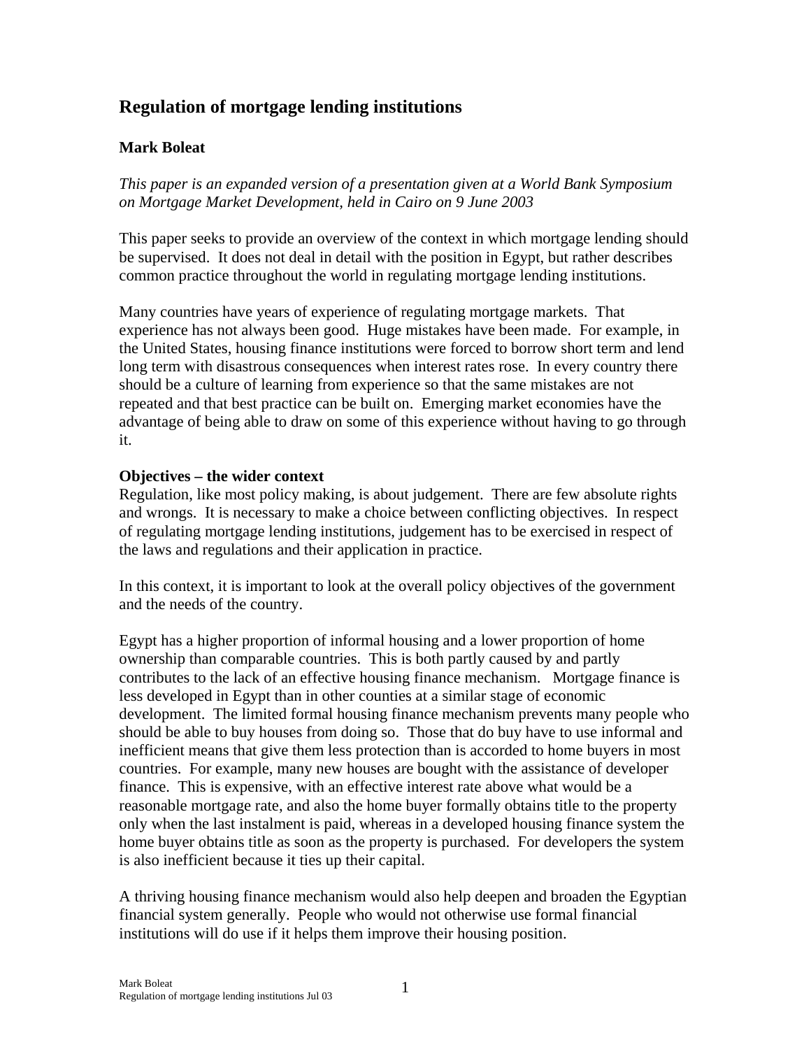# Regulation of mortgage lending institutions

**Mark Boleat**

*This paper is an expanded version of a presentation given at a World Bank Symposium on Mortgage Market Development, held in Cairo on 9 June 2003*

This paper seeks to provide an overview of the context in which mortgage lending should be supervised. It does not deal in detail with the position in Egypt, but rather describes common practice throughout the world in regulating mortgage lending institutions.

Many countries have years of experience of regulating mortgage markets. That experience has not always been good. Huge mistakes have been made. For example, in the United States, housing finance institutions were forced to borrow short term and lend long term with disastrous consequences when interest rates rose. In every country there should be a culture of learning from experience so that the same mistakes are not repeated and that best practice can be built on. Emerging market economies have the advantage of being able to draw on some of this experience without having to go through it.

**Objectives – the wider context**

Regulation, like most policy making, is about judgement. There are few absolute rights and wrongs. It is necessary to make a choice between conflicting objectives. In respect of regulating mortgage lending institutions, judgement has to be exercised in respect of the laws and regulations and their application in practice.

In this context, it is important to look at the overall policy objectives of the government and the needs of the country.

Egypt has a higher proportion of informal housing and a lower proportion of home ownership than comparable countries. This is both partly caused by and partly contributes to the lack of an effective housing finance mechanism. Mortgage finance is less developed in Egypt than in other counties at a similar stage of economic development. The limited formal housing finance mechanism prevents many people who should be able to buy houses from doing so. Those that do buy have to use informal and inefficient means that give them less protection than is accorded to home buyers in most countries. For example, many new houses are bought with the assistance of developer finance. This is expensive, with an effective interest rate above what would be a reasonable mortgage rate, and also the home buyer formally obtains title to the property only when the last instalment is paid, whereas in a developed housing finance system the home buyer obtains title as soon as the property is purchased. For developers the system is also inefficient because it ties up their capital.

A thriving housing finance mechanism would also help deepen and broaden the Egyptian financial system generally. People who would not otherwise use formal financial institutions will do use if it helps them improve their housing position.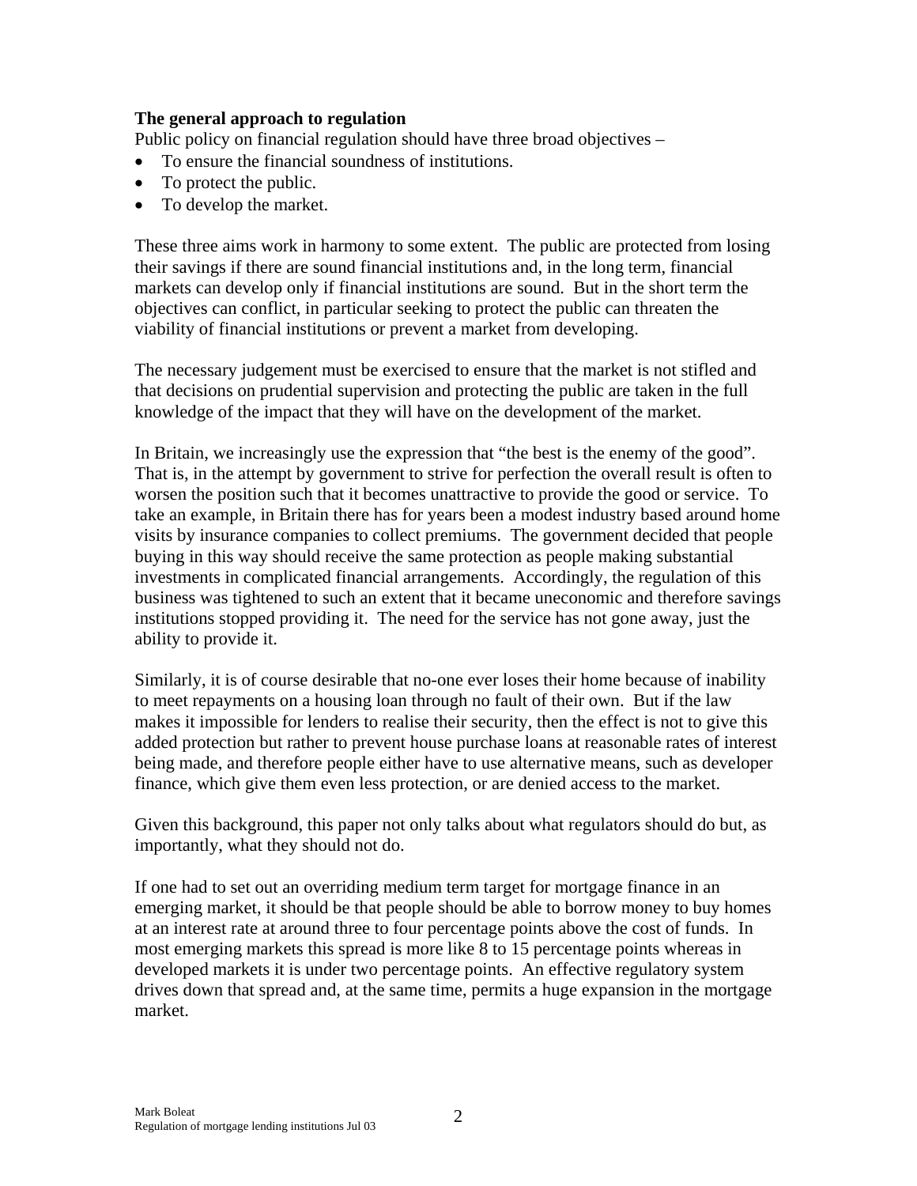**The general approach to regulation**

Public policy on financial regulation should have three broad objectives –

- To ensure the financial soundness of institutions.
- To protect the public.
- To develop the market.

These three aims work in harmony to some extent. The public are protected from losing their savings if there are sound financial institutions and, in the long term, financial markets can develop only if financial institutions are sound. But in the short term the objectives can conflict, in particular seeking to protect the public can threaten the viability of financial institutions or prevent a market from developing.

The necessary judgement must be exercised to ensure that the market is not stifled and that decisions on prudential supervision and protecting the public are taken in the full knowledge of the impact that they will have on the development of the market.

In Britain, we increasingly use the expression that "the best is the enemy of the good". That is, in the attempt by government to strive for perfection the overall result is often to worsen the position such that it becomes unattractive to provide the good or service. To take an example, in Britain there has for years been a modest industry based around home visits by insurance companies to collect premiums. The government decided that people buying in this way should receive the same protection as people making substantial investments in complicated financial arrangements. Accordingly, the regulation of this business was tightened to such an extent that it became uneconomic and therefore savings institutions stopped providing it. The need for the service has not gone away, just the ability to provide it.

Similarly, it is of course desirable that no-one ever loses their home because of inability to meet repayments on a housing loan through no fault of their own. But if the law makes it impossible for lenders to realise their security, then the effect is not to give this added protection but rather to prevent house purchase loans at reasonable rates of interest being made, and therefore people either have to use alternative means, such as developer finance, which give them even less protection, or are denied access to the market.

Given this background, this paper not only talks about what regulators should do but, as importantly, what they should not do.

If one had to set out an overriding medium term target for mortgage finance in an emerging market, it should be that people should be able to borrow money to buy homes at an interest rate at around three to four percentage points above the cost of funds. In most emerging markets this spread is more like 8 to 15 percentage points whereas in developed markets it is under two percentage points. An effective regulatory system drives down that spread and, at the same time, permits a huge expansion in the mortgage market.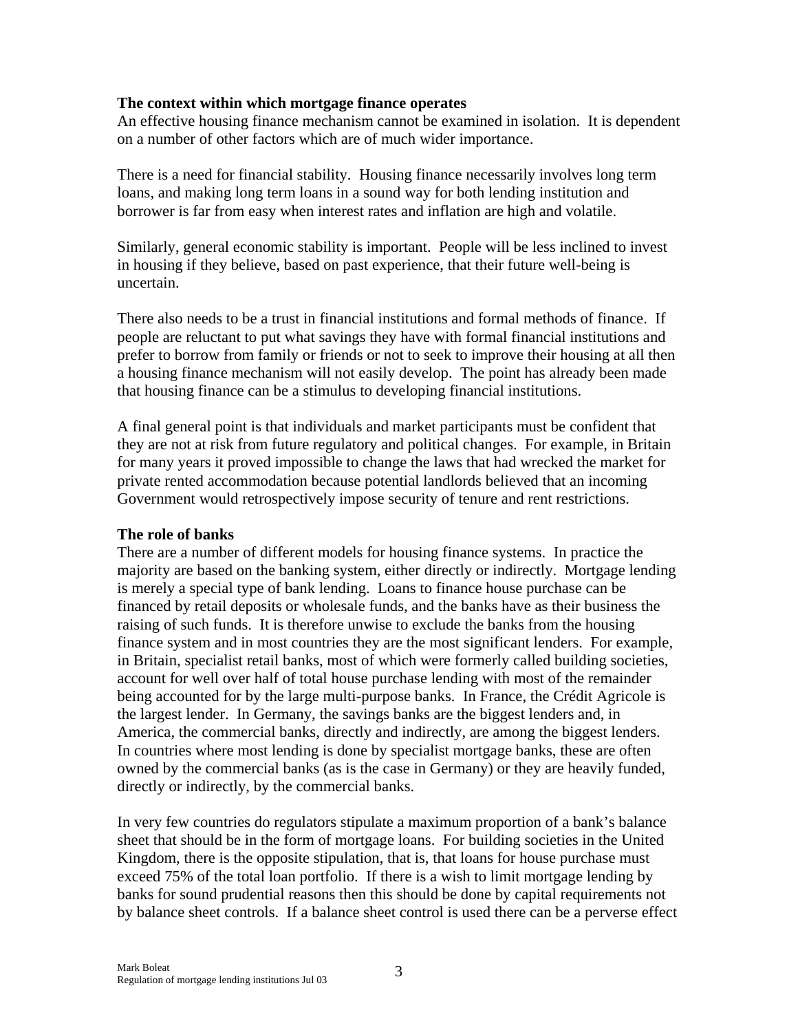**The context within which mortgage finance operates**

An effective housing finance mechanism cannot be examined in isolation. It is dependent on a number of other factors which are of much wider importance.

There is a need for financial stability. Housing finance necessarily involves long term loans, and making long term loans in a sound way for both lending institution and borrower is far from easy when interest rates and inflation are high and volatile.

Similarly, general economic stability is important. People will be less inclined to invest in housing if they believe, based on past experience, that their future well-being is uncertain.

There also needs to be a trust in financial institutions and formal methods of finance. If people are reluctant to put what savings they have with formal financial institutions and prefer to borrow from family or friends or not to seek to improve their housing at all then a housing finance mechanism will not easily develop. The point has already been made that housing finance can be a stimulus to developing financial institutions.

A final general point is that individuals and market participants must be confident that they are not at risk from future regulatory and political changes. For example, in Britain for many years it proved impossible to change the laws that had wrecked the market for private rented accommodation because potential landlords believed that an incoming Government would retrospectively impose security of tenure and rent restrictions.

**The role of banks**

There are a number of different models for housing finance systems. In practice the majority are based on the banking system, either directly or indirectly. Mortgage lending is merely a special type of bank lending. Loans to finance house purchase can be financed by retail deposits or wholesale funds, and the banks have as their business the raising of such funds. It is therefore unwise to exclude the banks from the housing finance system and in most countries they are the most significant lenders. For example, in Britain, specialist retail banks, most of which were formerly called building societies, account for well over half of total house purchase lending with most of the remainder being accounted for by the large multi-purpose banks. In France, the Crédit Agricole is the largest lender. In Germany, the savings banks are the biggest lenders and, in America, the commercial banks, directly and indirectly, are among the biggest lenders. In countries where most lending is done by specialist mortgage banks, these are often owned by the commercial banks (as is the case in Germany) or they are heavily funded, directly or indirectly, by the commercial banks.

In very few countries do regulators stipulate a maximum proportion of a bank's balance sheet that should be in the form of mortgage loans. For building societies in the United Kingdom, there is the opposite stipulation, that is, that loans for house purchase must exceed 75% of the total loan portfolio. If there is a wish to limit mortgage lending by banks for sound prudential reasons then this should be done by capital requirements not by balance sheet controls. If a balance sheet control is used there can be a perverse effect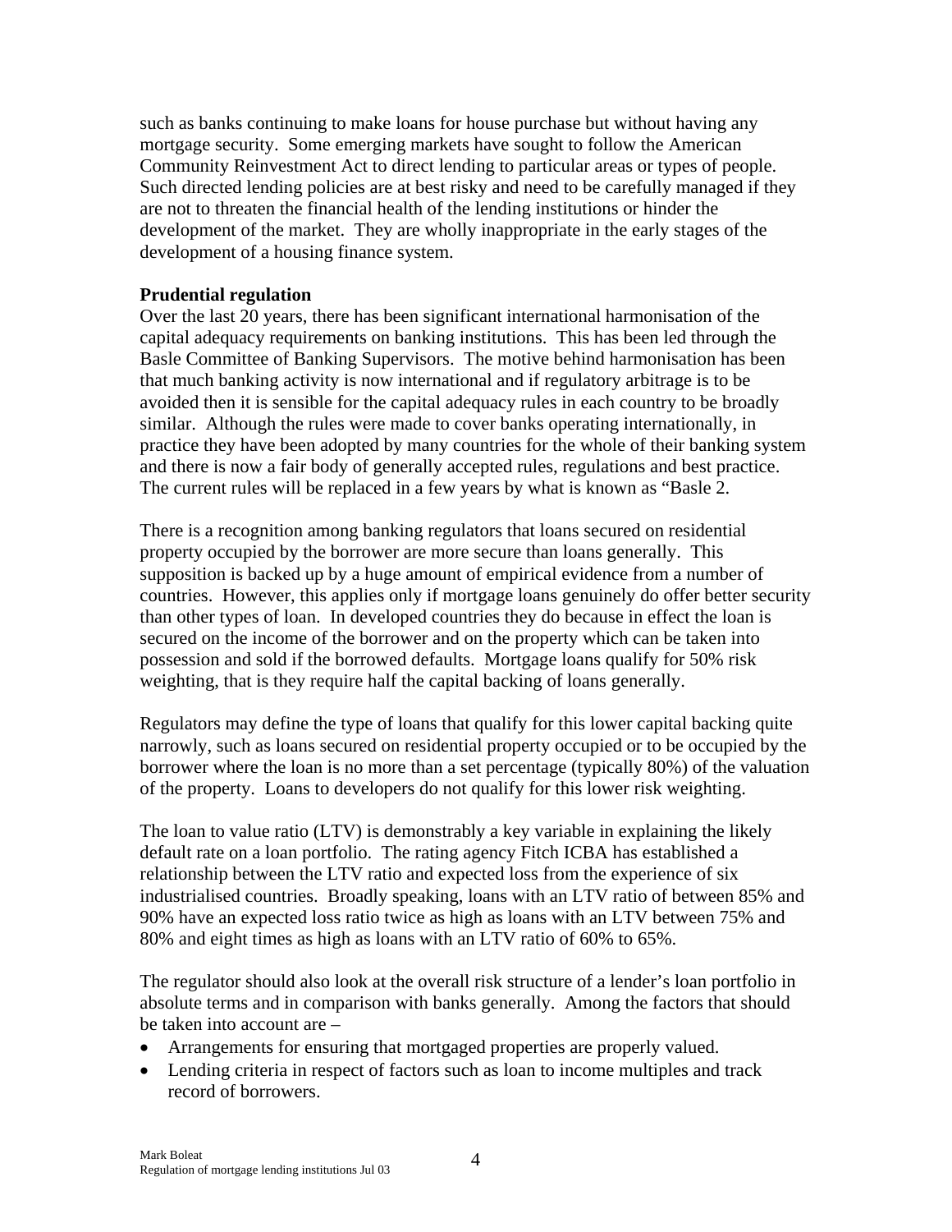such as banks continuing to make loans for house purchase but without having any mortgage security. Some emerging markets have sought to follow the American Community Reinvestment Act to direct lending to particular areas or types of people. Such directed lending policies are at best risky and need to be carefully managed if they are not to threaten the financial health of the lending institutions or hinder the development of the market. They are wholly inappropriate in the early stages of the development of a housing finance system.

**Prudential regulation**

Over the last 20 years, there has been significant international harmonisation of the capital adequacy requirements on banking institutions. This has been led through the Basle Committee of Banking Supervisors. The motive behind harmonisation has been that much banking activity is now international and if regulatory arbitrage is to be avoided then it is sensible for the capital adequacy rules in each country to be broadly similar. Although the rules were made to cover banks operating internationally, in practice they have been adopted by many countries for the whole of their banking system and there is now a fair body of generally accepted rules, regulations and best practice. The current rules will be replaced in a few years by what is known as "Basle 2.

There is a recognition among banking regulators that loans secured on residential property occupied by the borrower are more secure than loans generally. This supposition is backed up by a huge amount of empirical evidence from a number of countries. However, this applies only if mortgage loans genuinely do offer better security than other types of loan. In developed countries they do because in effect the loan is secured on the income of the borrower and on the property which can be taken into possession and sold if the borrowed defaults. Mortgage loans qualify for 50% risk weighting, that is they require half the capital backing of loans generally.

Regulators may define the type of loans that qualify for this lower capital backing quite narrowly, such as loans secured on residential property occupied or to be occupied by the borrower where the loan is no more than a set percentage (typically 80%) of the valuation of the property. Loans to developers do not qualify for this lower risk weighting.

The loan to value ratio (LTV) is demonstrably a key variable in explaining the likely default rate on a loan portfolio. The rating agency Fitch ICBA has established a relationship between the LTV ratio and expected loss from the experience of six industrialised countries. Broadly speaking, loans with an LTV ratio of between 85% and 90% have an expected loss ratio twice as high as loans with an LTV between 75% and 80% and eight times as high as loans with an LTV ratio of 60% to 65%.

The regulator should also look at the overall risk structure of a lender's loan portfolio in absolute terms and in comparison with banks generally. Among the factors that should be taken into account are –

- Arrangements for ensuring that mortgaged properties are properly valued.
- Lending criteria in respect of factors such as loan to income multiples and track record of borrowers.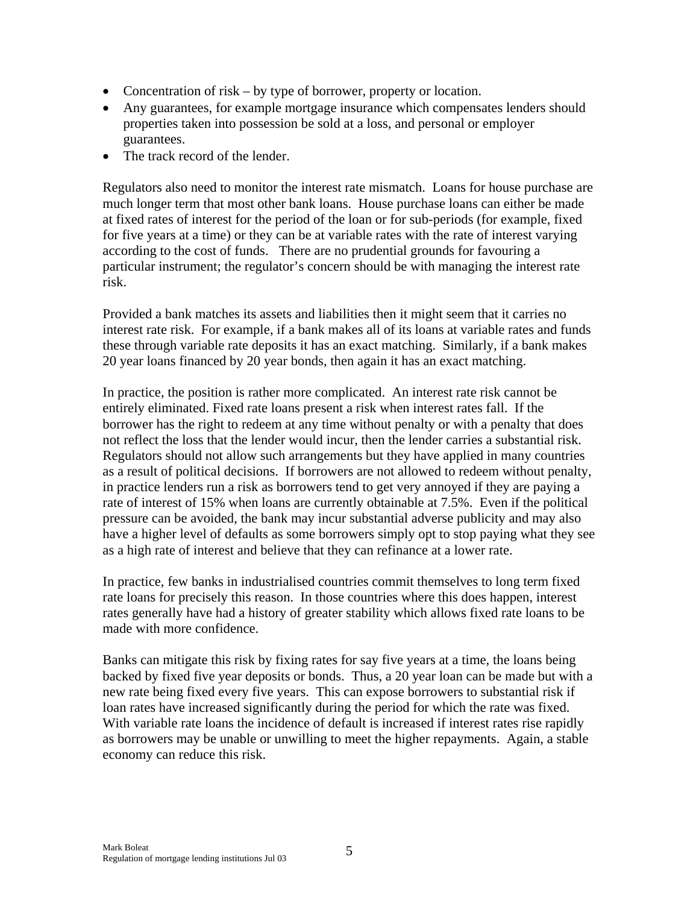- Concentration of risk – by type of borrower, property or location.
- Any guarantees, for example mortgage insurance which compensates lenders should properties taken into possession be sold at a loss, and personal or employer guarantees.
- The track record of the lender.

Regulators also need to monitor the interest rate mismatch. Loans for house purchase are much longer term that most other bank loans. House purchase loans can either be made at fixed rates of interest for the period of the loan or for sub-periods (for example, fixed for five years at a time) or they can be at variable rates with the rate of interest varying according to the cost of funds. There are no prudential grounds for favouring a particular instrument; the regulator's concern should be with managing the interest rate risk.

Provided a bank matches its assets and liabilities then it might seem that it carries no interest rate risk. For example, if a bank makes all of its loans at variable rates and funds these through variable rate deposits it has an exact matching. Similarly, if a bank makes 20 year loans financed by 20 year bonds, then again it has an exact matching.

In practice, the position is rather more complicated. An interest rate risk cannot be entirely eliminated. Fixed rate loans present a risk when interest rates fall. If the borrower has the right to redeem at any time without penalty or with a penalty that does not reflect the loss that the lender would incur, then the lender carries a substantial risk. Regulators should not allow such arrangements but they have applied in many countries as a result of political decisions. If borrowers are not allowed to redeem without penalty, in practice lenders run a risk as borrowers tend to get very annoyed if they are paying a rate of interest of 15% when loans are currently obtainable at 7.5%. Even if the political pressure can be avoided, the bank may incur substantial adverse publicity and may also have a higher level of defaults as some borrowers simply opt to stop paying what they see as a high rate of interest and believe that they can refinance at a lower rate.

In practice, few banks in industrialised countries commit themselves to long term fixed rate loans for precisely this reason. In those countries where this does happen, interest rates generally have had a history of greater stability which allows fixed rate loans to be made with more confidence.

Banks can mitigate this risk by fixing rates for say five years at a time, the loans being backed by fixed five year deposits or bonds. Thus, a 20 year loan can be made but with a new rate being fixed every five years. This can expose borrowers to substantial risk if loan rates have increased significantly during the period for which the rate was fixed. With variable rate loans the incidence of default is increased if interest rates rise rapidly as borrowers may be unable or unwilling to meet the higher repayments. Again, a stable economy can reduce this risk.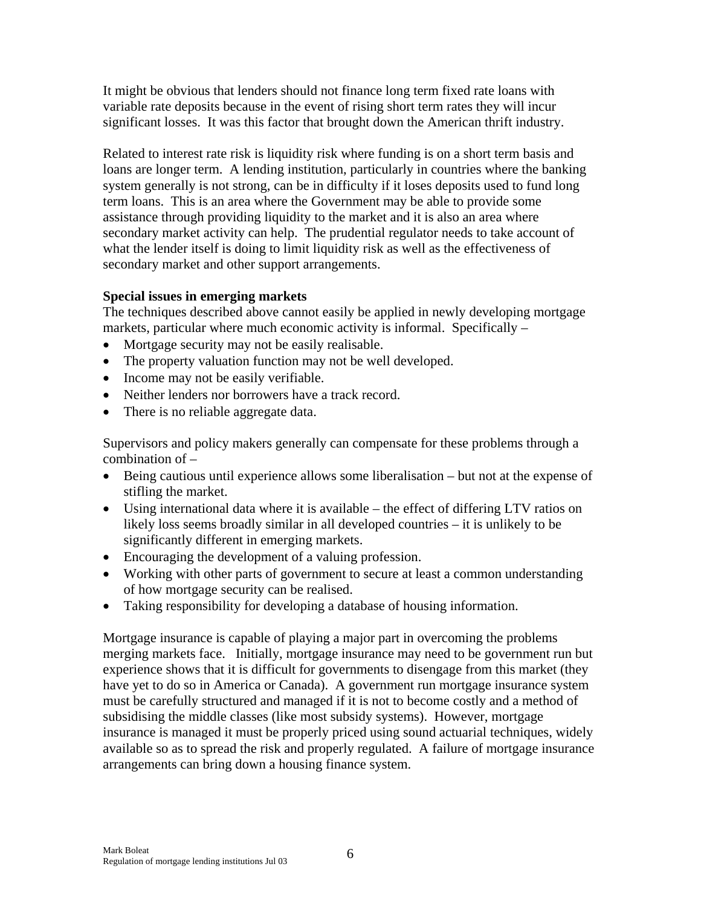It might be obvious that lenders should not finance long term fixed rate loans with variable rate deposits because in the event of rising short term rates they will incur significant losses. It was this factor that brought down the American thrift industry.

Related to interest rate risk is liquidity risk where funding is on a short term basis and loans are longer term. A lending institution, particularly in countries where the banking system generally is not strong, can be in difficulty if it loses deposits used to fund long term loans. This is an area where the Government may be able to provide some assistance through providing liquidity to the market and it is also an area where secondary market activity can help. The prudential regulator needs to take account of what the lender itself is doing to limit liquidity risk as well as the effectiveness of secondary market and other support arrangements.

**Special issues in emerging markets**

The techniques described above cannot easily be applied in newly developing mortgage markets, particular where much economic activity is informal. Specifically –

- Mortgage security may not be easily realisable.
- The property valuation function may not be well developed.
- Income may not be easily verifiable.
- Neither lenders nor borrowers have a track record.
- There is no reliable aggregate data.

Supervisors and policy makers generally can compensate for these problems through a combination of –

- Being cautious until experience allows some liberalisation – but not at the expense of stifling the market.
- Using international data where it is available – the effect of differing LTV ratios on likely loss seems broadly similar in all developed countries – it is unlikely to be significantly different in emerging markets.
- Encouraging the development of a valuing profession.
- Working with other parts of government to secure at least a common understanding of how mortgage security can be realised.
- Taking responsibility for developing a database of housing information.

Mortgage insurance is capable of playing a major part in overcoming the problems merging markets face. Initially, mortgage insurance may need to be government run but experience shows that it is difficult for governments to disengage from this market (they have yet to do so in America or Canada). A government run mortgage insurance system must be carefully structured and managed if it is not to become costly and a method of subsidising the middle classes (like most subsidy systems). However, mortgage insurance is managed it must be properly priced using sound actuarial techniques, widely available so as to spread the risk and properly regulated. A failure of mortgage insurance arrangements can bring down a housing finance system.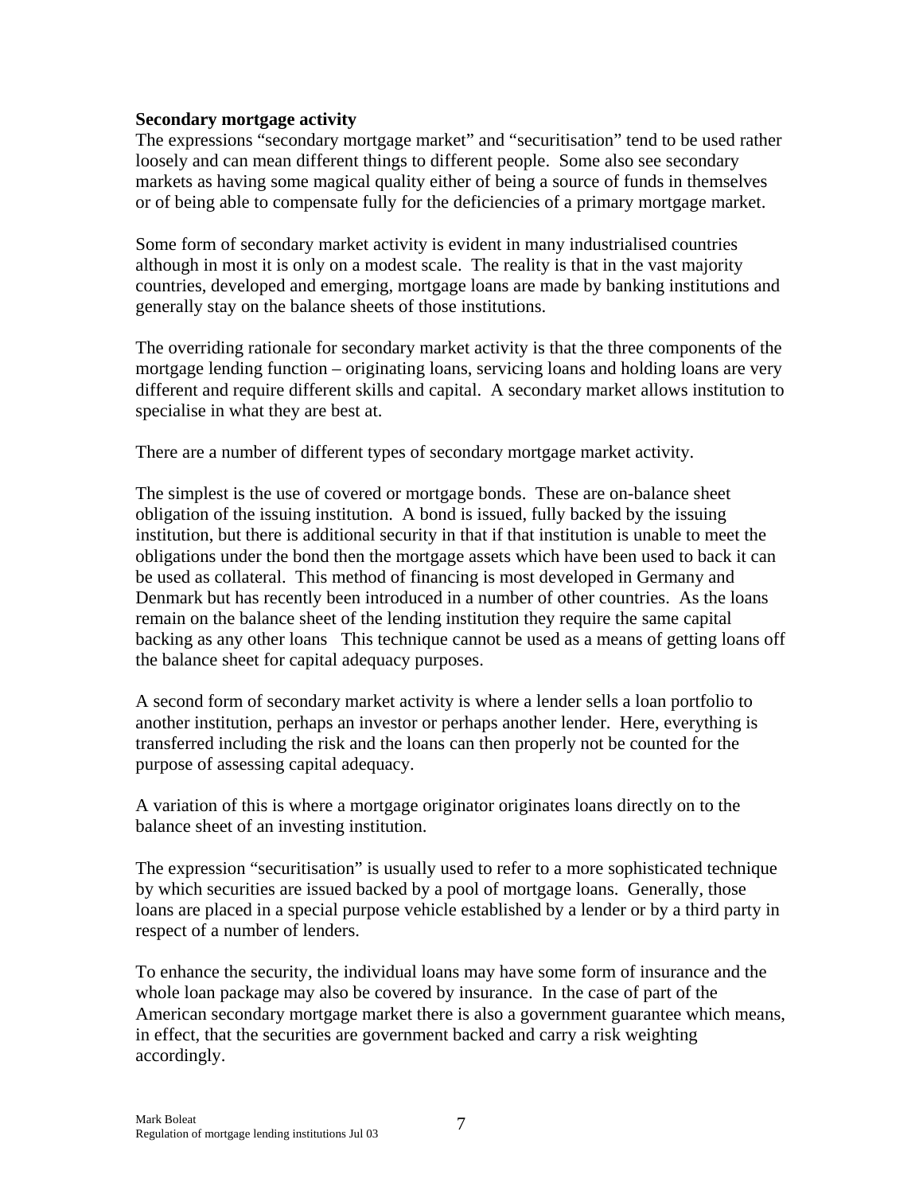**Secondary mortgage activity**

The expressions "secondary mortgage market" and "securitisation" tend to be used rather loosely and can mean different things to different people. Some also see secondary markets as having some magical quality either of being a source of funds in themselves or of being able to compensate fully for the deficiencies of a primary mortgage market.

Some form of secondary market activity is evident in many industrialised countries although in most it is only on a modest scale. The reality is that in the vast majority countries, developed and emerging, mortgage loans are made by banking institutions and generally stay on the balance sheets of those institutions.

The overriding rationale for secondary market activity is that the three components of the mortgage lending function – originating loans, servicing loans and holding loans are very different and require different skills and capital. A secondary market allows institution to specialise in what they are best at.

There are a number of different types of secondary mortgage market activity.

The simplest is the use of covered or mortgage bonds. These are on-balance sheet obligation of the issuing institution. A bond is issued, fully backed by the issuing institution, but there is additional security in that if that institution is unable to meet the obligations under the bond then the mortgage assets which have been used to back it can be used as collateral. This method of financing is most developed in Germany and Denmark but has recently been introduced in a number of other countries. As the loans remain on the balance sheet of the lending institution they require the same capital backing as any other loans This technique cannot be used as a means of getting loans off the balance sheet for capital adequacy purposes.

A second form of secondary market activity is where a lender sells a loan portfolio to another institution, perhaps an investor or perhaps another lender. Here, everything is transferred including the risk and the loans can then properly not be counted for the purpose of assessing capital adequacy.

A variation of this is where a mortgage originator originates loans directly on to the balance sheet of an investing institution.

The expression "securitisation" is usually used to refer to a more sophisticated technique by which securities are issued backed by a pool of mortgage loans. Generally, those loans are placed in a special purpose vehicle established by a lender or by a third party in respect of a number of lenders.

To enhance the security, the individual loans may have some form of insurance and the whole loan package may also be covered by insurance. In the case of part of the American secondary mortgage market there is also a government guarantee which means, in effect, that the securities are government backed and carry a risk weighting accordingly.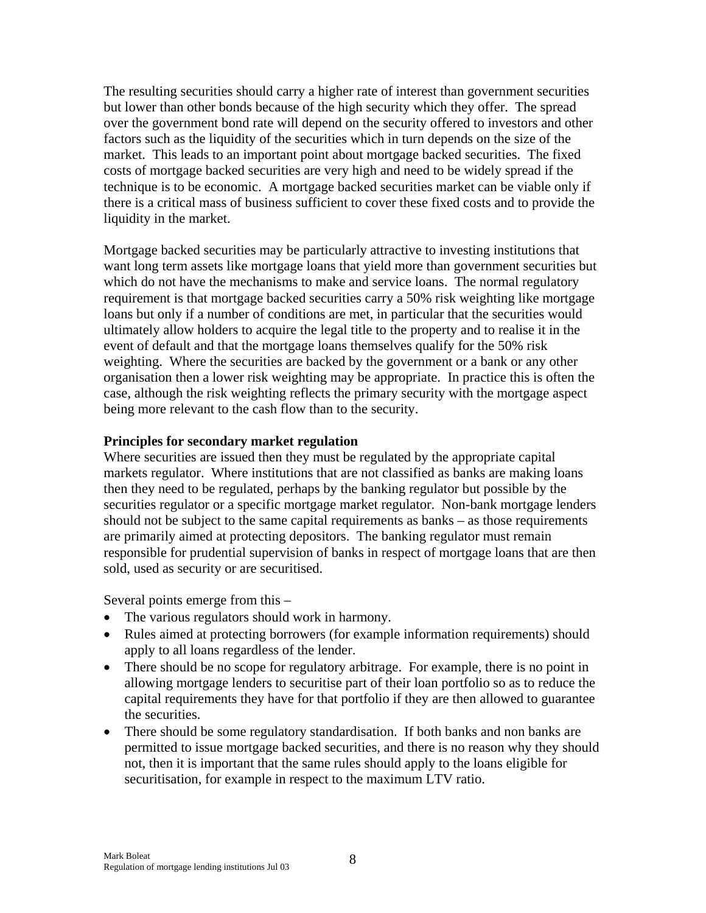The resulting securities should carry a higher rate of interest than government securities but lower than other bonds because of the high security which they offer. The spread over the government bond rate will depend on the security offered to investors and other factors such as the liquidity of the securities which in turn depends on the size of the market. This leads to an important point about mortgage backed securities. The fixed costs of mortgage backed securities are very high and need to be widely spread if the technique is to be economic. A mortgage backed securities market can be viable only if there is a critical mass of business sufficient to cover these fixed costs and to provide the liquidity in the market.

Mortgage backed securities may be particularly attractive to investing institutions that want long term assets like mortgage loans that yield more than government securities but which do not have the mechanisms to make and service loans. The normal regulatory requirement is that mortgage backed securities carry a 50% risk weighting like mortgage loans but only if a number of conditions are met, in particular that the securities would ultimately allow holders to acquire the legal title to the property and to realise it in the event of default and that the mortgage loans themselves qualify for the 50% risk weighting. Where the securities are backed by the government or a bank or any other organisation then a lower risk weighting may be appropriate. In practice this is often the case, although the risk weighting reflects the primary security with the mortgage aspect being more relevant to the cash flow than to the security.

**Principles for secondary market regulation**

Where securities are issued then they must be regulated by the appropriate capital markets regulator. Where institutions that are not classified as banks are making loans then they need to be regulated, perhaps by the banking regulator but possible by the securities regulator or a specific mortgage market regulator. Non-bank mortgage lenders should not be subject to the same capital requirements as banks – as those requirements are primarily aimed at protecting depositors. The banking regulator must remain responsible for prudential supervision of banks in respect of mortgage loans that are then sold, used as security or are securitised.

Several points emerge from this –

- The various regulators should work in harmony.
- Rules aimed at protecting borrowers (for example information requirements) should apply to all loans regardless of the lender.
- There should be no scope for regulatory arbitrage. For example, there is no point in allowing mortgage lenders to securitise part of their loan portfolio so as to reduce the capital requirements they have for that portfolio if they are then allowed to guarantee the securities.
- There should be some regulatory standardisation. If both banks and non banks are permitted to issue mortgage backed securities, and there is no reason why they should not, then it is important that the same rules should apply to the loans eligible for securitisation, for example in respect to the maximum LTV ratio.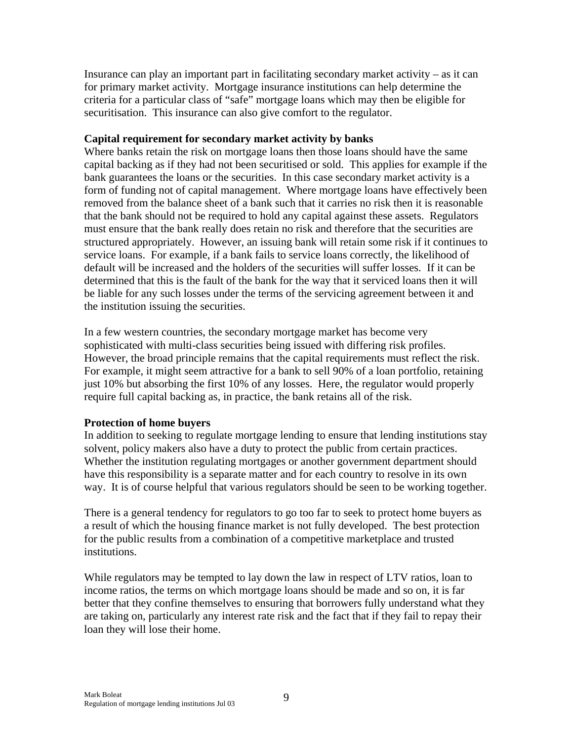Insurance can play an important part in facilitating secondary market activity – as it can for primary market activity. Mortgage insurance institutions can help determine the criteria for a particular class of "safe" mortgage loans which may then be eligible for securitisation. This insurance can also give comfort to the regulator.

**Capital requirement for secondary market activity by banks**

Where banks retain the risk on mortgage loans then those loans should have the same capital backing as if they had not been securitised or sold. This applies for example if the bank guarantees the loans or the securities. In this case secondary market activity is a form of funding not of capital management. Where mortgage loans have effectively been removed from the balance sheet of a bank such that it carries no risk then it is reasonable that the bank should not be required to hold any capital against these assets. Regulators must ensure that the bank really does retain no risk and therefore that the securities are structured appropriately. However, an issuing bank will retain some risk if it continues to service loans. For example, if a bank fails to service loans correctly, the likelihood of default will be increased and the holders of the securities will suffer losses. If it can be determined that this is the fault of the bank for the way that it serviced loans then it will be liable for any such losses under the terms of the servicing agreement between it and the institution issuing the securities.

In a few western countries, the secondary mortgage market has become very sophisticated with multi-class securities being issued with differing risk profiles. However, the broad principle remains that the capital requirements must reflect the risk. For example, it might seem attractive for a bank to sell 90% of a loan portfolio, retaining just 10% but absorbing the first 10% of any losses. Here, the regulator would properly require full capital backing as, in practice, the bank retains all of the risk.

**Protection of home buyers**

In addition to seeking to regulate mortgage lending to ensure that lending institutions stay solvent, policy makers also have a duty to protect the public from certain practices. Whether the institution regulating mortgages or another government department should have this responsibility is a separate matter and for each country to resolve in its own way. It is of course helpful that various regulators should be seen to be working together.

There is a general tendency for regulators to go too far to seek to protect home buyers as a result of which the housing finance market is not fully developed. The best protection for the public results from a combination of a competitive marketplace and trusted institutions.

While regulators may be tempted to lay down the law in respect of LTV ratios, loan to income ratios, the terms on which mortgage loans should be made and so on, it is far better that they confine themselves to ensuring that borrowers fully understand what they are taking on, particularly any interest rate risk and the fact that if they fail to repay their loan they will lose their home.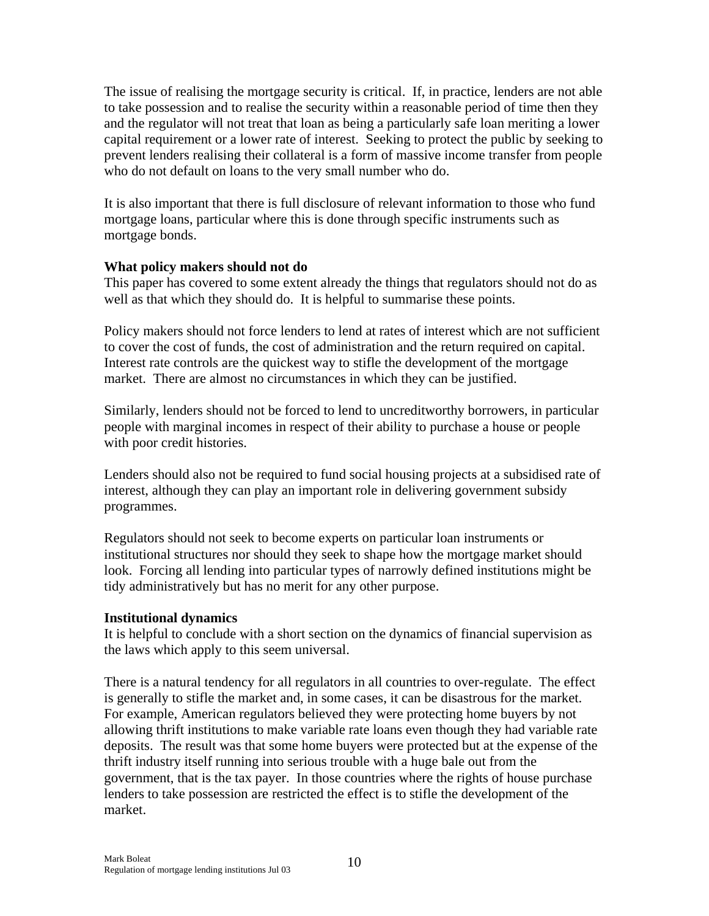The issue of realising the mortgage security is critical. If, in practice, lenders are not able to take possession and to realise the security within a reasonable period of time then they and the regulator will not treat that loan as being a particularly safe loan meriting a lower capital requirement or a lower rate of interest. Seeking to protect the public by seeking to prevent lenders realising their collateral is a form of massive income transfer from people who do not default on loans to the very small number who do.

It is also important that there is full disclosure of relevant information to those who fund mortgage loans, particular where this is done through specific instruments such as mortgage bonds.

**What policy makers should not do**

This paper has covered to some extent already the things that regulators should not do as well as that which they should do. It is helpful to summarise these points.

Policy makers should not force lenders to lend at rates of interest which are not sufficient to cover the cost of funds, the cost of administration and the return required on capital. Interest rate controls are the quickest way to stifle the development of the mortgage market. There are almost no circumstances in which they can be justified.

Similarly, lenders should not be forced to lend to uncreditworthy borrowers, in particular people with marginal incomes in respect of their ability to purchase a house or people with poor credit histories.

Lenders should also not be required to fund social housing projects at a subsidised rate of interest, although they can play an important role in delivering government subsidy programmes.

Regulators should not seek to become experts on particular loan instruments or institutional structures nor should they seek to shape how the mortgage market should look. Forcing all lending into particular types of narrowly defined institutions might be tidy administratively but has no merit for any other purpose.

**Institutional dynamics**

It is helpful to conclude with a short section on the dynamics of financial supervision as the laws which apply to this seem universal.

There is a natural tendency for all regulators in all countries to over-regulate. The effect is generally to stifle the market and, in some cases, it can be disastrous for the market. For example, American regulators believed they were protecting home buyers by not allowing thrift institutions to make variable rate loans even though they had variable rate deposits. The result was that some home buyers were protected but at the expense of the thrift industry itself running into serious trouble with a huge bale out from the government, that is the tax payer. In those countries where the rights of house purchase lenders to take possession are restricted the effect is to stifle the development of the market.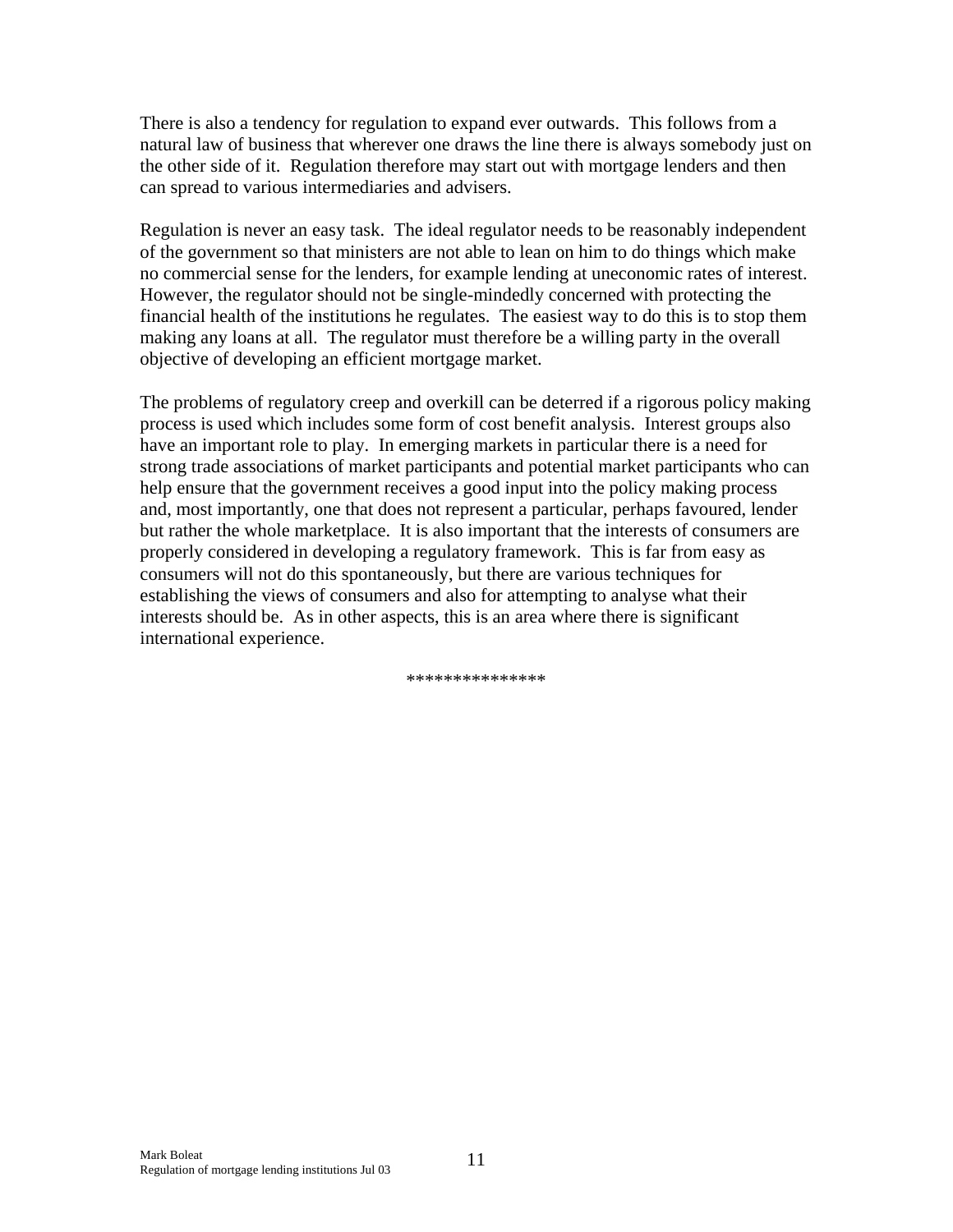There is also a tendency for regulation to expand ever outwards. This follows from a natural law of business that wherever one draws the line there is always somebody just on the other side of it. Regulation therefore may start out with mortgage lenders and then can spread to various intermediaries and advisers.

Regulation is never an easy task. The ideal regulator needs to be reasonably independent of the government so that ministers are not able to lean on him to do things which make no commercial sense for the lenders, for example lending at uneconomic rates of interest. However, the regulator should not be single-mindedly concerned with protecting the financial health of the institutions he regulates. The easiest way to do this is to stop them making any loans at all. The regulator must therefore be a willing party in the overall objective of developing an efficient mortgage market.

The problems of regulatory creep and overkill can be deterred if a rigorous policy making process is used which includes some form of cost benefit analysis. Interest groups also have an important role to play. In emerging markets in particular there is a need for strong trade associations of market participants and potential market participants who can help ensure that the government receives a good input into the policy making process and, most importantly, one that does not represent a particular, perhaps favoured, lender but rather the whole marketplace. It is also important that the interests of consumers are properly considered in developing a regulatory framework. This is far from easy as consumers will not do this spontaneously, but there are various techniques for establishing the views of consumers and also for attempting to analyse what their interests should be. As in other aspects, this is an area where there is significant international experience.

***************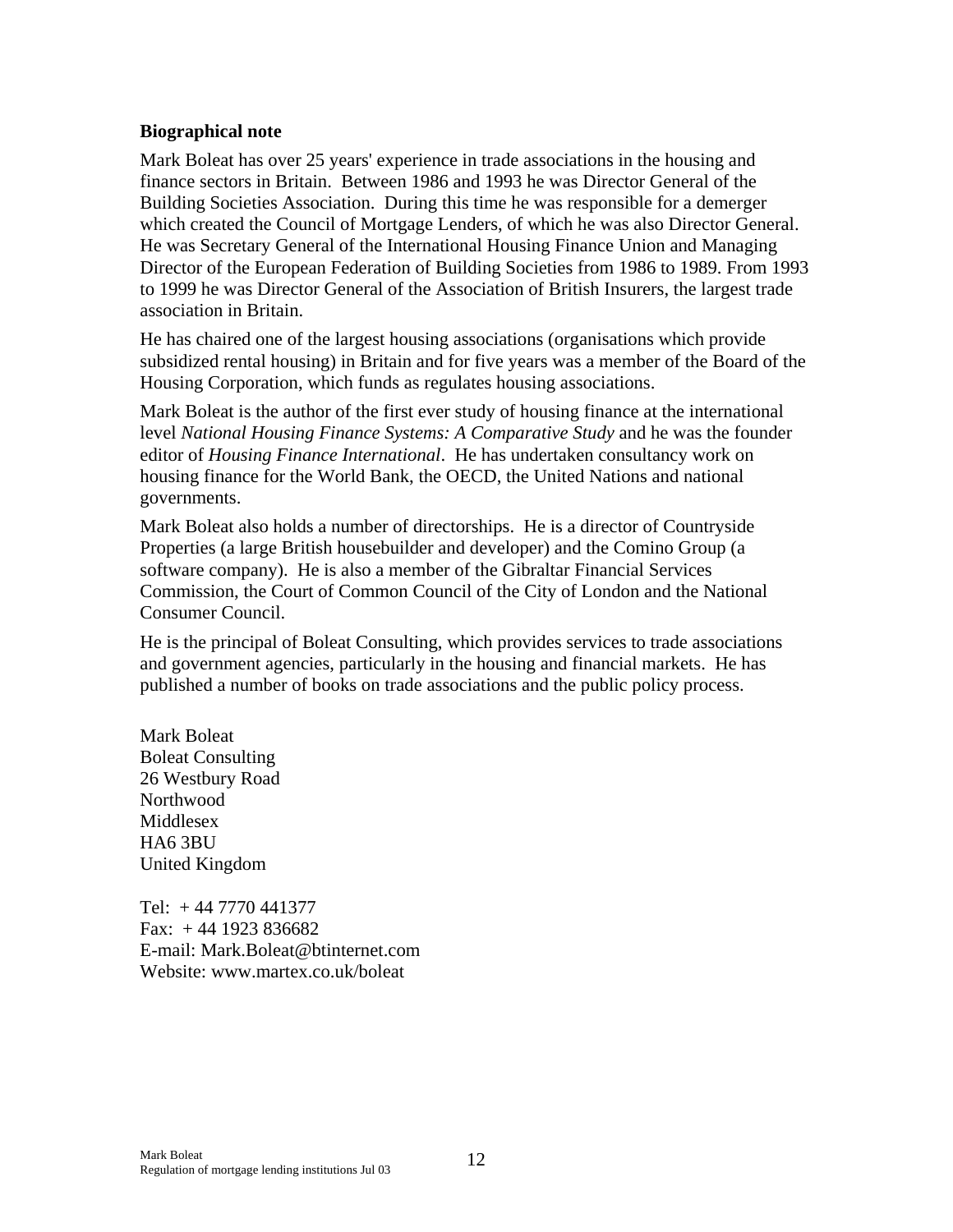**Biographical note**

Mark Boleat has over 25 years' experience in trade associations in the housing and finance sectors in Britain. Between 1986 and 1993 he was Director General of the Building Societies Association. During this time he was responsible for a demerger which created the Council of Mortgage Lenders, of which he was also Director General. He was Secretary General of the International Housing Finance Union and Managing Director of the European Federation of Building Societies from 1986 to 1989. From 1993 to 1999 he was Director General of the Association of British Insurers, the largest trade association in Britain.

He has chaired one of the largest housing associations (organisations which provide subsidized rental housing) in Britain and for five years was a member of the Board of the Housing Corporation, which funds as regulates housing associations.

Mark Boleat is the author of the first ever study of housing finance at the international level *National Housing Finance Systems: A Comparative Study* and he was the founder editor of *Housing Finance International*. He has undertaken consultancy work on housing finance for the World Bank, the OECD, the United Nations and national governments.

Mark Boleat also holds a number of directorships. He is a director of Countryside Properties (a large British housebuilder and developer) and the Comino Group (a software company). He is also a member of the Gibraltar Financial Services Commission, the Court of Common Council of the City of London and the National Consumer Council.

He is the principal of Boleat Consulting, which provides services to trade associations and government agencies, particularly in the housing and financial markets. He has published a number of books on trade associations and the public policy process.

Mark Boleat
Boleat Consulting
26 Westbury Road
Northwood
Middlesex
HA6 3BU
United Kingdom

Tel: + 44 7770 441377
Fax: + 44 1923 836682
E-mail: Mark.Boleat@btinternet.com
Website: www.martex.co.uk/boleat